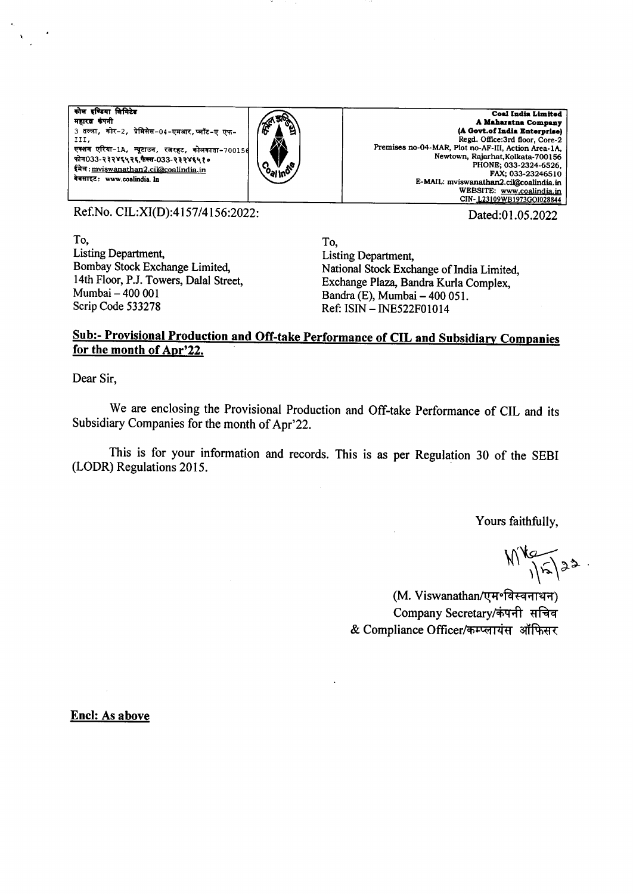कोल इण्डिया लिमिटेड
महारत्न कंपनी
3 तल्ला, कोर-2, प्रेमिसेस-04-एमआर, प्लॉट-ए एफ-III,
एक्शन एरिया-1A, न्यूटाउन, रजरहट, कोलकाता-700156
फोन033-२३२४६५२६,फैक्स-033-२३२४६५१०
ईमेल: mviswanathan2.cil@coalindia.in
वेबसाइट: www.coalindia.in

**Coal India Limited**
**A Maharatna Company**
**(A Govt.of India Enterprise)**
Regd. Office:3rd floor, Core-2
Premises no-04-MAR, Plot no-AF-III, Action Area-1A,
Newtown, Rajarhat,Kolkata-700156
PHONE; 033-2324-6526,
FAX; 033-23246510
E-MAIL: mviswanathan2.cil@coalindia.in
WEBSITE: www.coalindia.in
CIN- L23109WB1973GOI028844

Ref.No. CIL:XI(D):4157/4156:2022:

Dated:01.05.2022

To,
Listing Department,
Bombay Stock Exchange Limited,
14th Floor, P.J. Towers, Dalal Street,
Mumbai – 400 001
Scrip Code 533278

To,
Listing Department,
National Stock Exchange of India Limited,
Exchange Plaza, Bandra Kurla Complex,
Bandra (E), Mumbai – 400 051.
Ref: ISIN – INE522F01014

**Sub:- Provisional Production and Off-take Performance of CIL and Subsidiary Companies for the month of Apr'22.**

Dear Sir,

We are enclosing the Provisional Production and Off-take Performance of CIL and its Subsidiary Companies for the month of Apr'22.

This is for your information and records. This is as per Regulation 30 of the SEBI (LODR) Regulations 2015.

Yours faithfully,

(M. Viswanathan/एम॰विस्वनाथन)
Company Secretary/कंपनी सचिव
& Compliance Officer/कम्प्लायंस ऑफिसर

**Encl: As above**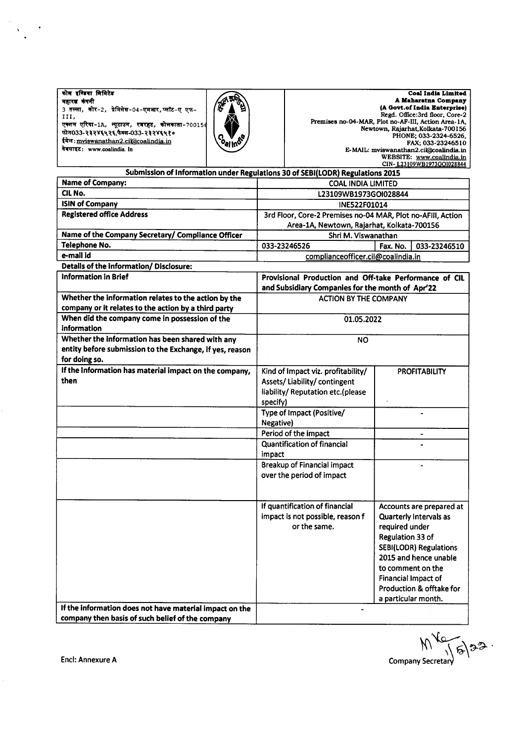कोल इण्डिया लिमिटेड
महारत्न कंपनी
3 तल्ला, कोर-2, प्रेमिसेस-04-एमआर, प्लॉट-ए एफ-III,
एक्शन एरिया-1A, न्यूटाउन, रजरहट, कोलकाता-700156
फोन033-२३२४६५२६,फैक्स-033-२३२४६५१०
ईमेल: mviswanathan2.cil@coalindia.in
वेबसाइट: www.coalindia. In

**Coal India Limited**
**A Maharatna Company**
**(A Govt.of India Enterprise)**
Regd. Office:3rd floor, Core-2
Premises no-04-MAR, Plot no-AF-III, Action Area-1A,
Newtown, Rajarhat,Kolkata-700156
PHONE; 033-2324-6526,
FAX; 033-23246510
E-MAIL: mviswanathan2.cil@coalindia.in
WEBSITE: www.coalindia.in
CIN- L23109WB1973GOI028844

## Submission of Information under Regulations 30 of SEBI(LODR) Regulations 2015

| **Name of Company:** | COAL INDIA LIMITED | | |
|---|---|---|---|
| **CIL No.** | L23109WB1973GOI028844 | | |
| **ISIN of Company** | INE522F01014 | | |
| **Registered office Address** | 3rd Floor, Core-2 Premises no-04 MAR, Plot no-AFIII, Action Area-1A, Newtown, Rajarhat, Kolkata-700156 | | |
| **Name of the Company Secretary/ Compliance Officer** | Shri M. Viswanathan | | |
| **Telephone No.** | 033-23246526 | **Fax. No.** | 033-23246510 |
| **e-mail id** | complianceofficer.cil@coalindia.in | | |

**Details of the Information/ Disclosure:**

| | | |
|---|---|---|
| **Information in Brief** | **Provisional Production and Off-take Performance of CIL and Subsidiary Companies for the month of Apr'22** | |
| **Whether the information relates to the action by the company or it relates to the action by a third party** | ACTION BY THE COMPANY | |
| **When did the company come in possession of the information** | 01.05.2022 | |
| **Whether the information has been shared with any entity before submission to the Exchange, if yes, reason for doing so.** | NO | |
| **If the information has material impact on the company, then** | Kind of Impact viz. profitability/ Assets/ Liability/ contingent liability/ Reputation etc.(please specify) | PROFITABILITY |
| | Type of Impact (Positive/ Negative) | - |
| | Period of the impact | - |
| | Quantification of financial impact | - |
| | Breakup of Financial impact over the period of impact | - |
| | If quantification of financial impact is not possible, reason f or the same. | Accounts are prepared at Quarterly Intervals as required under Regulation 33 of SEBI(LODR) Regulations 2015 and hence unable to comment on the Financial Impact of Production & offtake for a particular month. |
| **If the information does not have material impact on the company then basis of such belief of the company** | - | |

Encl: Annexure A

Company Secretary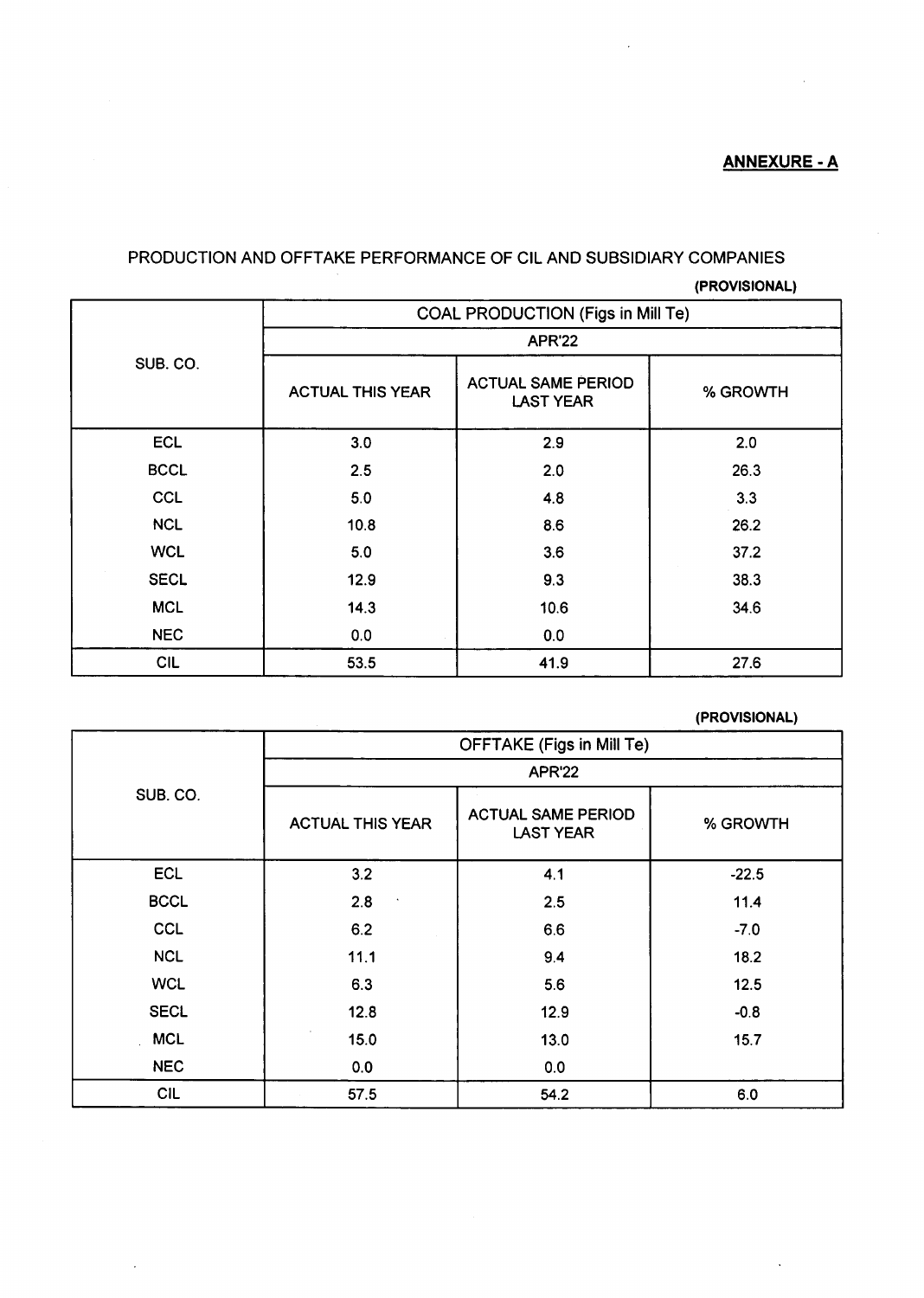**ANNEXURE - A**

PRODUCTION AND OFFTAKE PERFORMANCE OF CIL AND SUBSIDIARY COMPANIES

**(PROVISIONAL)**

| SUB. CO. | COAL PRODUCTION (Figs in Mill Te) | | |
|---|---|---|---|
| | APR'22 | | |
| | ACTUAL THIS YEAR | ACTUAL SAME PERIOD LAST YEAR | % GROWTH |
| ECL | 3.0 | 2.9 | 2.0 |
| BCCL | 2.5 | 2.0 | 26.3 |
| CCL | 5.0 | 4.8 | 3.3 |
| NCL | 10.8 | 8.6 | 26.2 |
| WCL | 5.0 | 3.6 | 37.2 |
| SECL | 12.9 | 9.3 | 38.3 |
| MCL | 14.3 | 10.6 | 34.6 |
| NEC | 0.0 | 0.0 | |
| CIL | 53.5 | 41.9 | 27.6 |

**(PROVISIONAL)**

| SUB. CO. | OFFTAKE (Figs in Mill Te) | | |
|---|---|---|---|
| | APR'22 | | |
| | ACTUAL THIS YEAR | ACTUAL SAME PERIOD LAST YEAR | % GROWTH |
| ECL | 3.2 | 4.1 | -22.5 |
| BCCL | 2.8 | 2.5 | 11.4 |
| CCL | 6.2 | 6.6 | -7.0 |
| NCL | 11.1 | 9.4 | 18.2 |
| WCL | 6.3 | 5.6 | 12.5 |
| SECL | 12.8 | 12.9 | -0.8 |
| MCL | 15.0 | 13.0 | 15.7 |
| NEC | 0.0 | 0.0 | |
| CIL | 57.5 | 54.2 | 6.0 |